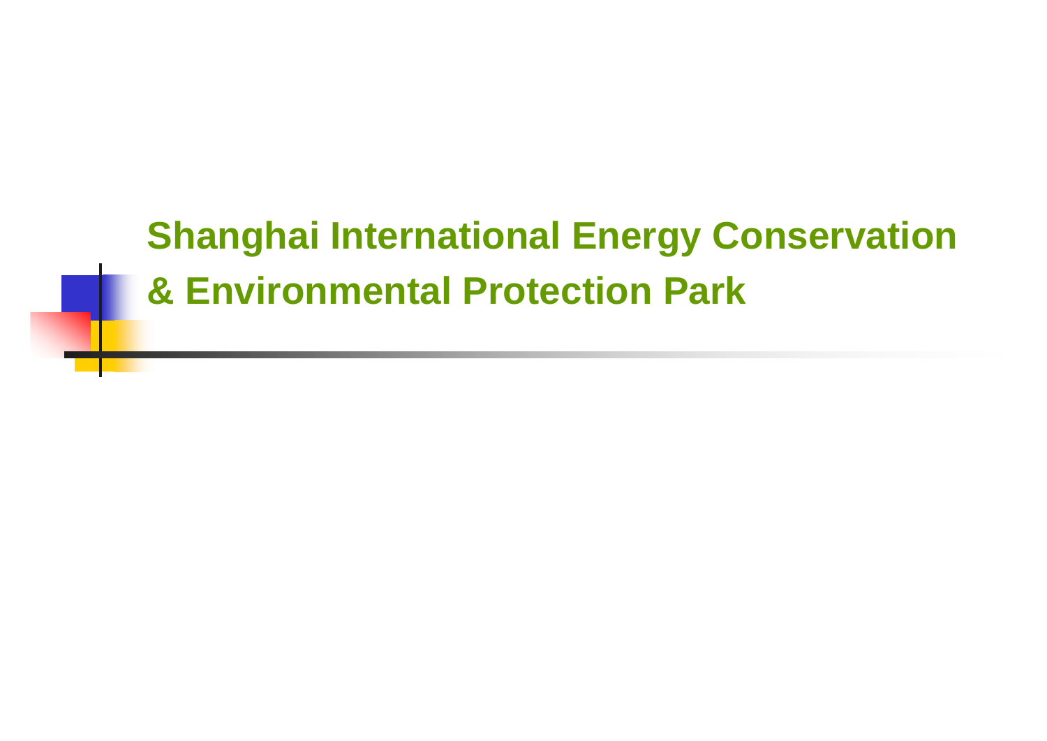# Shanghai International Energy Conservation & Environmental Protection Park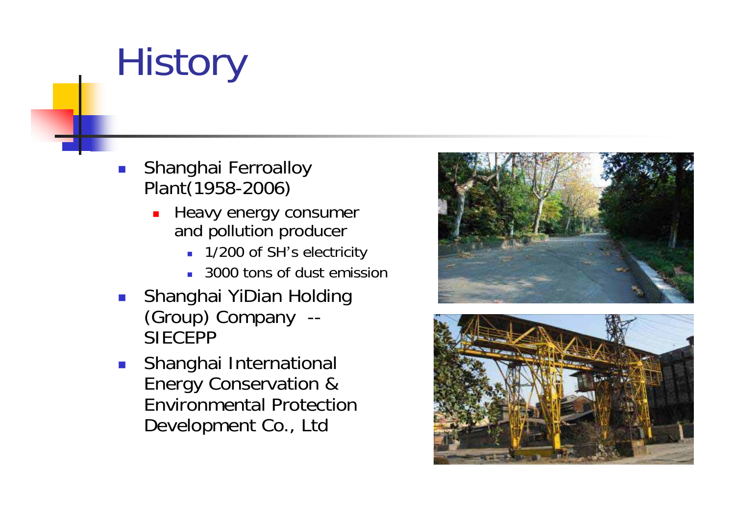# History

- Shanghai Ferroalloy Plant(1958-2006)
  - Heavy energy consumer and pollution producer
    - 1/200 of SH's electricity
    - 3000 tons of dust emission
- Shanghai YiDian Holding (Group) Company -- SIECEPP
- Shanghai International Energy Conservation & Environmental Protection Development Co., Ltd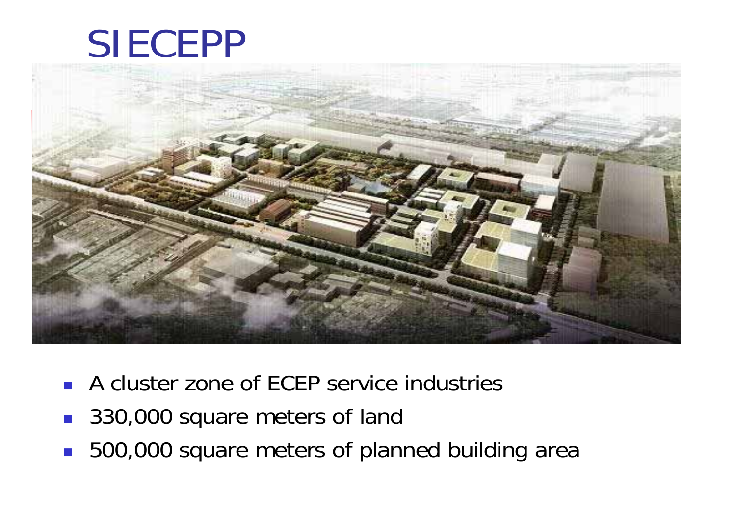# SIECEPP

- A cluster zone of ECEP service industries
- 330,000 square meters of land
- 500,000 square meters of planned building area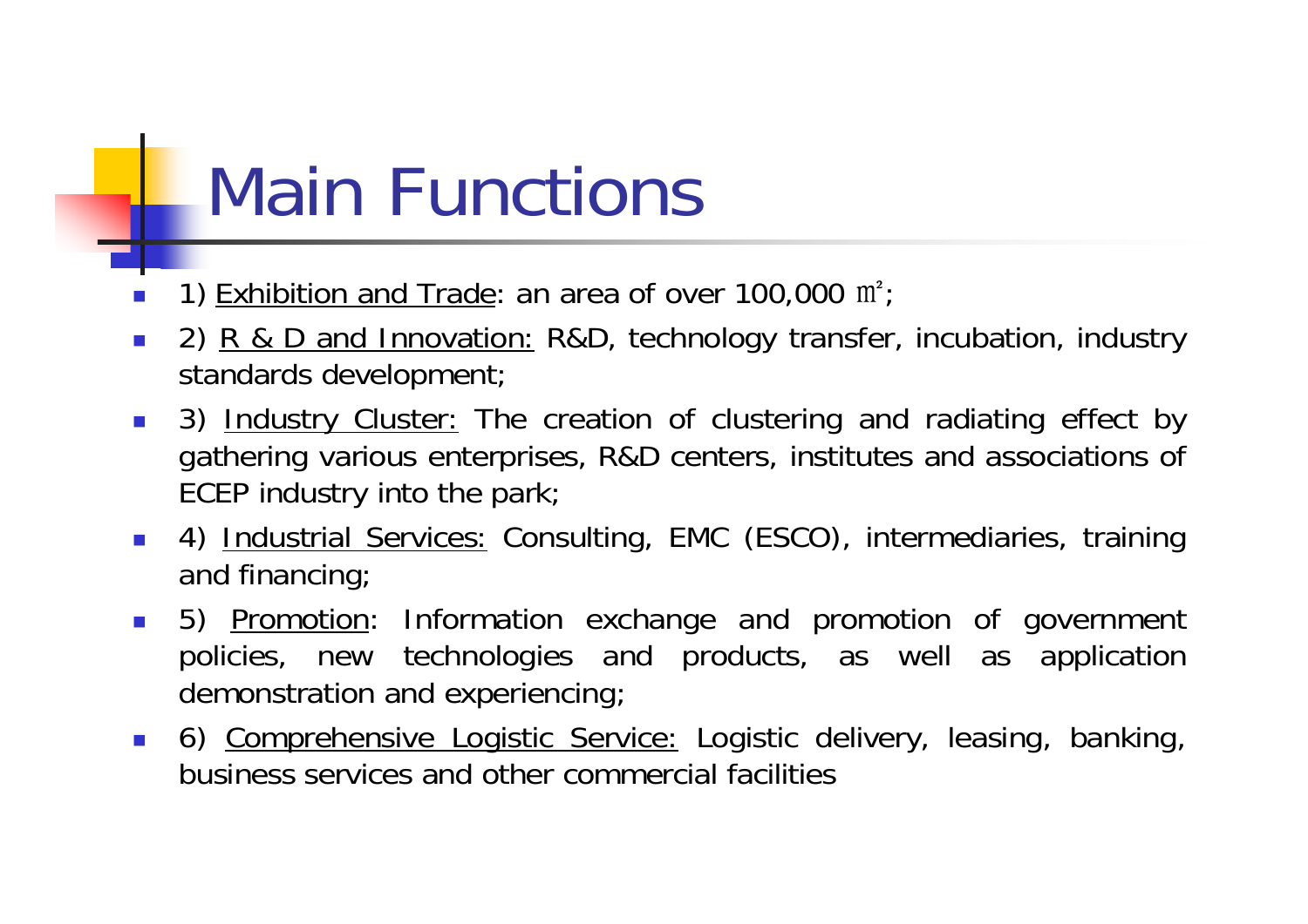# Main Functions

- 1) Exhibition and Trade: an area of over 100,000 ㎡;
- 2) R & D and Innovation: R&D, technology transfer, incubation, industry standards development;
- 3) Industry Cluster: The creation of clustering and radiating effect by gathering various enterprises, R&D centers, institutes and associations of ECEP industry into the park;
- 4) Industrial Services: Consulting, EMC (ESCO), intermediaries, training and financing;
- 5) Promotion: Information exchange and promotion of government policies, new technologies and products, as well as application demonstration and experiencing;
- 6) Comprehensive Logistic Service: Logistic delivery, leasing, banking, business services and other commercial facilities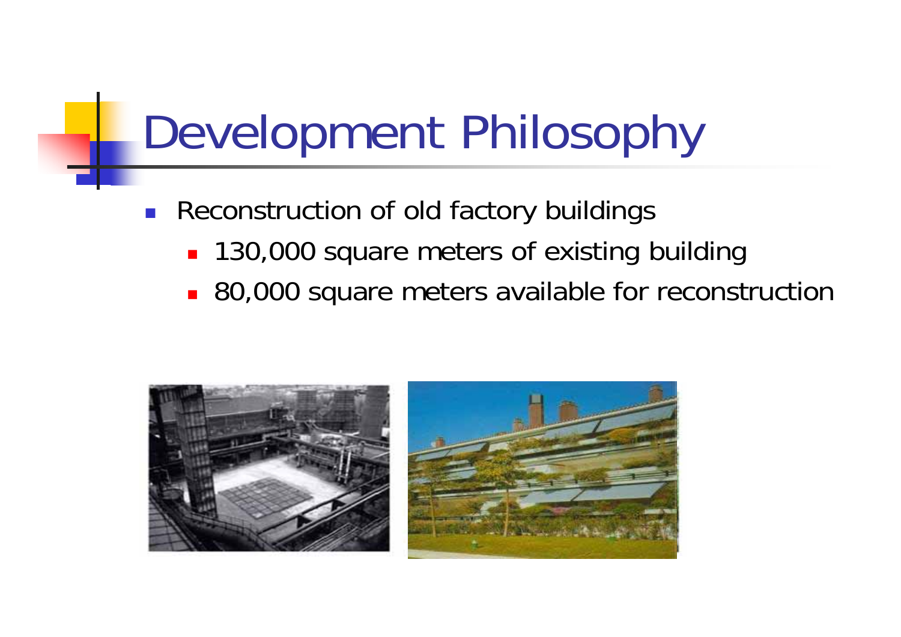# Development Philosophy

- Reconstruction of old factory buildings
  - 130,000 square meters of existing building
  - 80,000 square meters available for reconstruction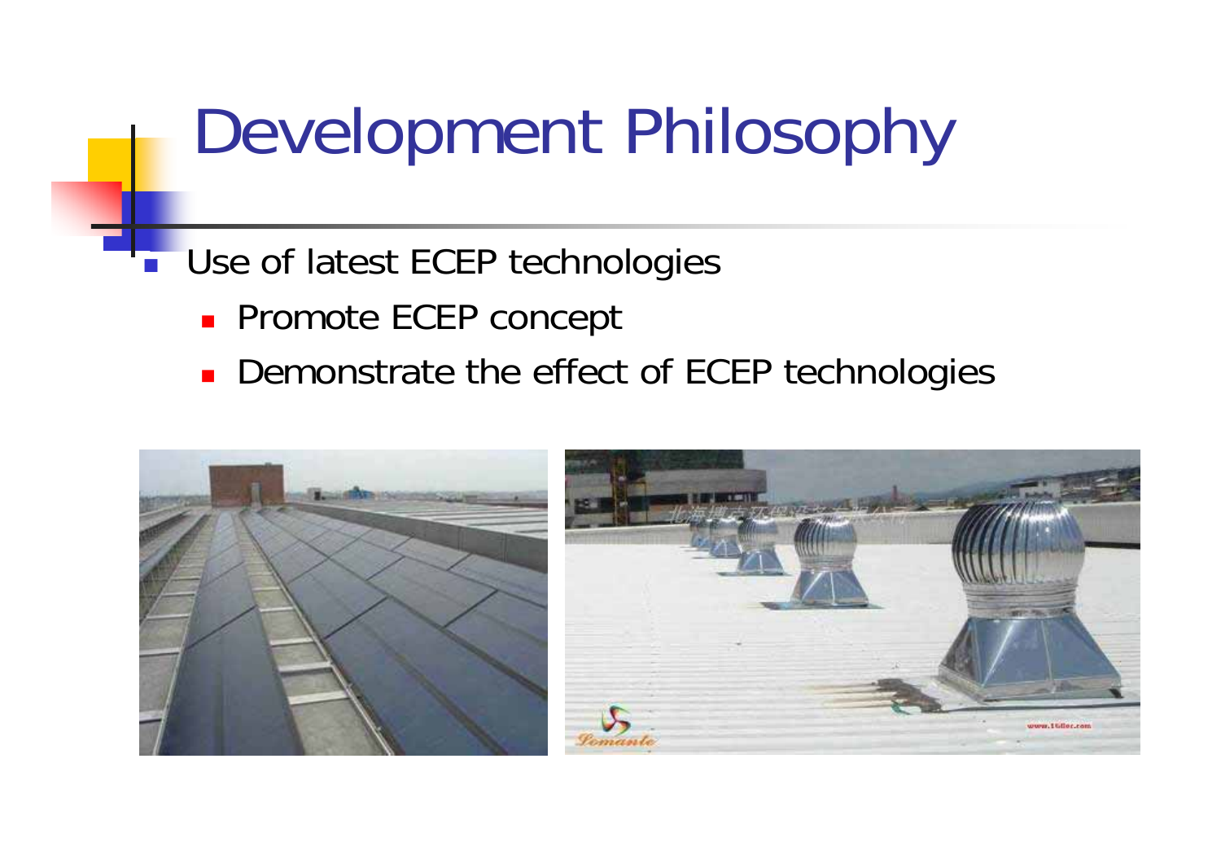# Development Philosophy

- Use of latest ECEP technologies
  - Promote ECEP concept
  - Demonstrate the effect of ECEP technologies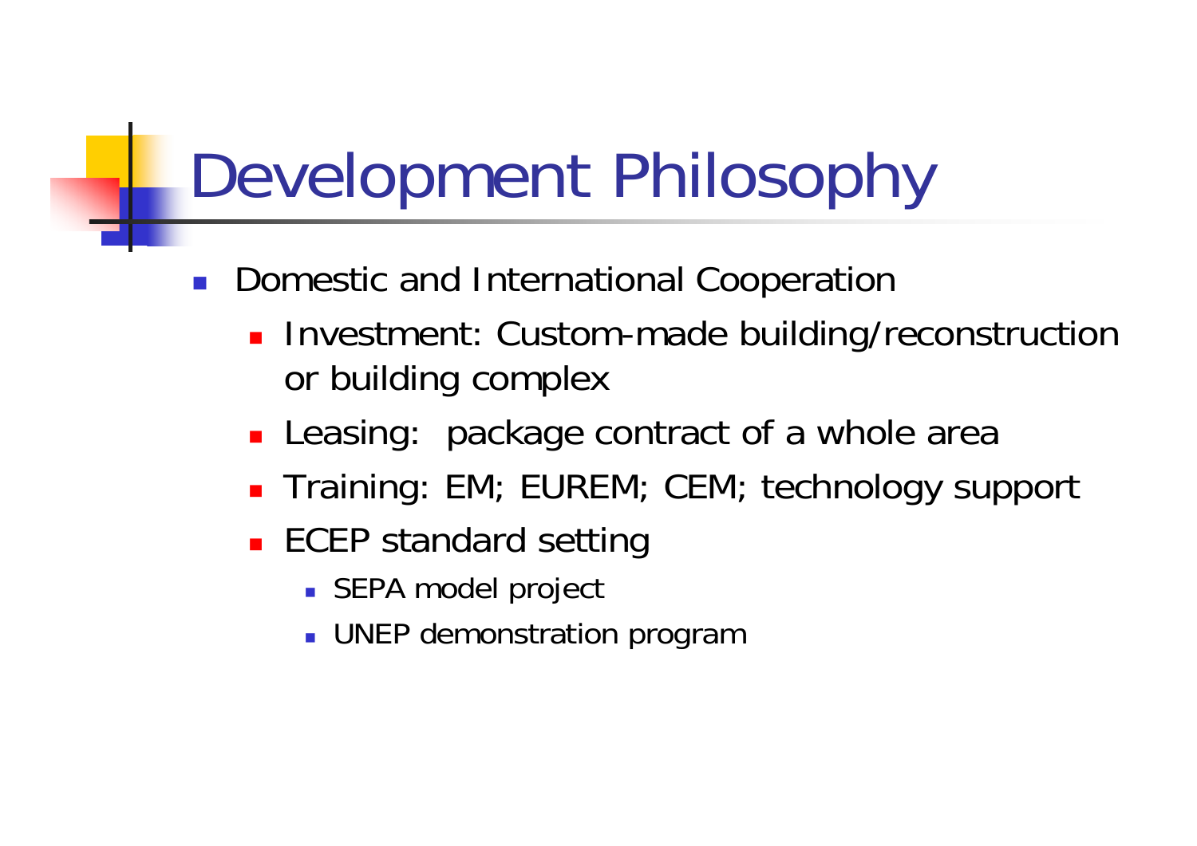# Development Philosophy

- Domestic and International Cooperation
  - Investment: Custom-made building/reconstruction or building complex
  - Leasing:  package contract of a whole area
  - Training: EM; EUREM; CEM; technology support
  - ECEP standard setting
    - SEPA model project
    - UNEP demonstration program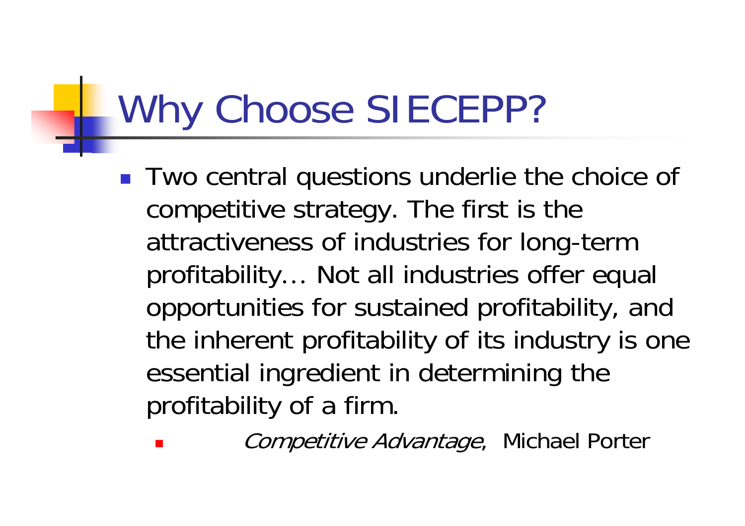# Why Choose SIECEPP?

- Two central questions underlie the choice of competitive strategy. The first is the attractiveness of industries for long-term profitability… Not all industries offer equal opportunities for sustained profitability, and the inherent profitability of its industry is one essential ingredient in determining the profitability of a firm.
  - *Competitive Advantage*, Michael Porter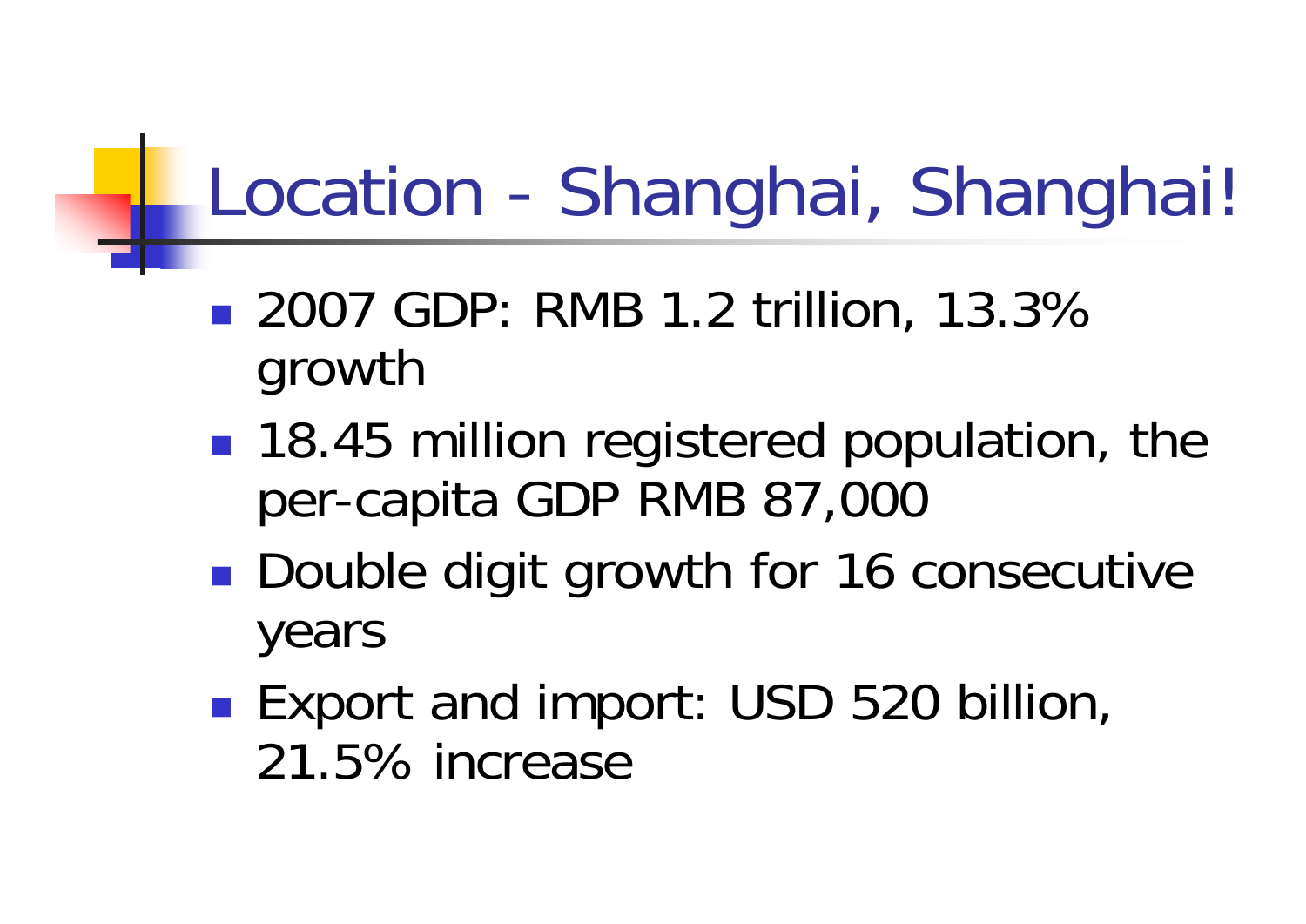# Location - Shanghai, Shanghai!

- 2007 GDP: RMB 1.2 trillion, 13.3% growth
- 18.45 million registered population, the per-capita GDP RMB 87,000
- Double digit growth for 16 consecutive years
- Export and import: USD 520 billion, 21.5% increase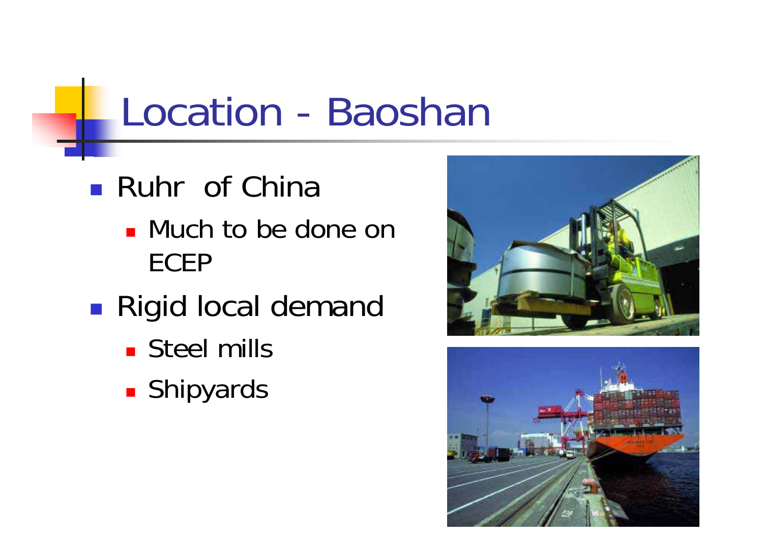# Location - Baoshan

- Ruhr of China
  - Much to be done on ECEP
- Rigid local demand
  - Steel mills
  - Shipyards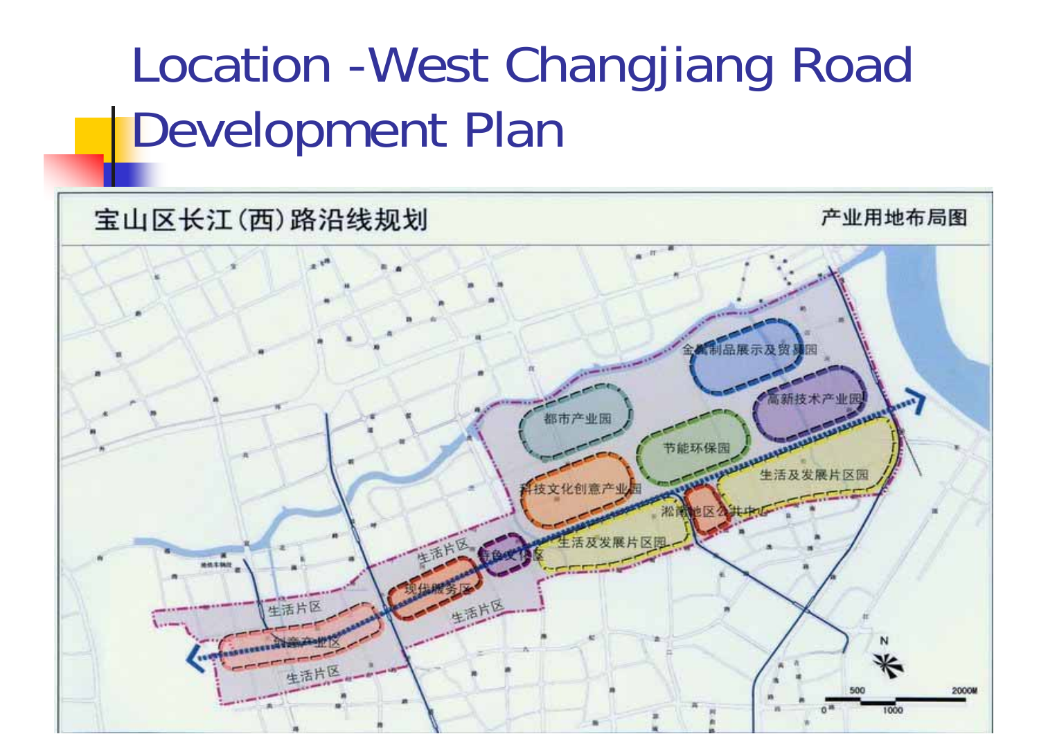# Location -West Changjiang Road Development Plan

宝山区长江(西)路沿线规划

产业用地布局图

金属制品展示及贸易园

高新技术产业园

都市产业园

节能环保园

生活及发展片区园

科技文化创意产业园

淞南地区公共中心

生活及发展片区园

生活片区

特色文化区

现代服务区

生活片区

生活片区

创意产业区

生活片区

N

0 500 1000 2000M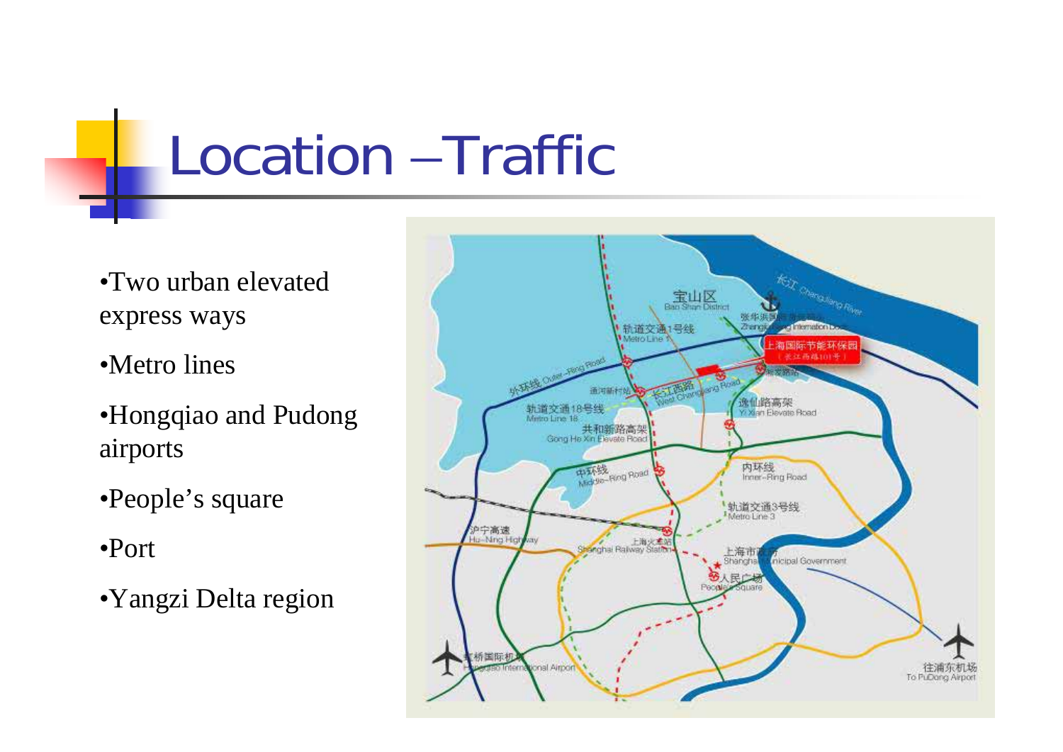# Location –Traffic

- Two urban elevated express ways
- Metro lines
- Hongqiao and Pudong airports
- People's square
- Port
- Yangzi Delta region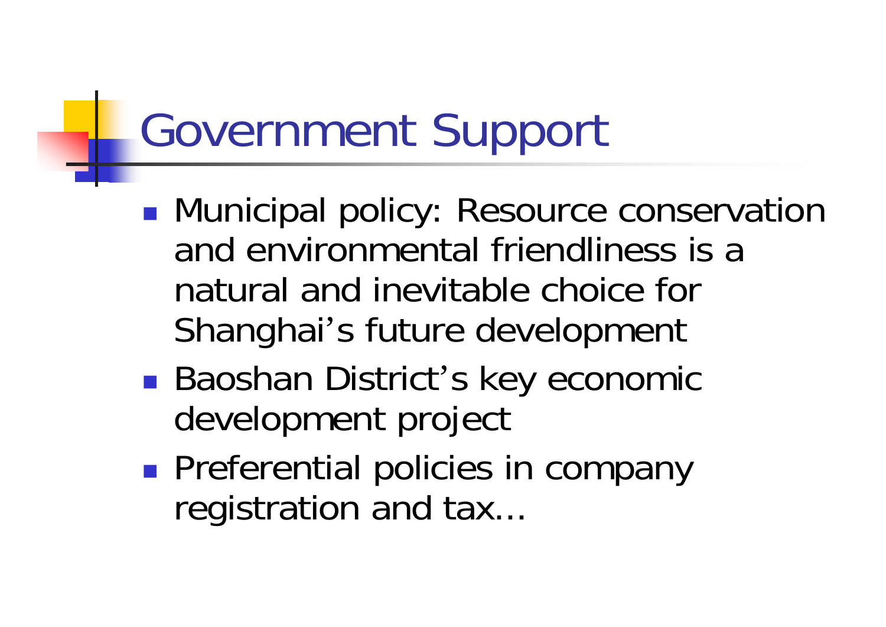# Government Support

- Municipal policy: Resource conservation and environmental friendliness is a natural and inevitable choice for Shanghai's future development
- Baoshan District's key economic development project
- Preferential policies in company registration and tax…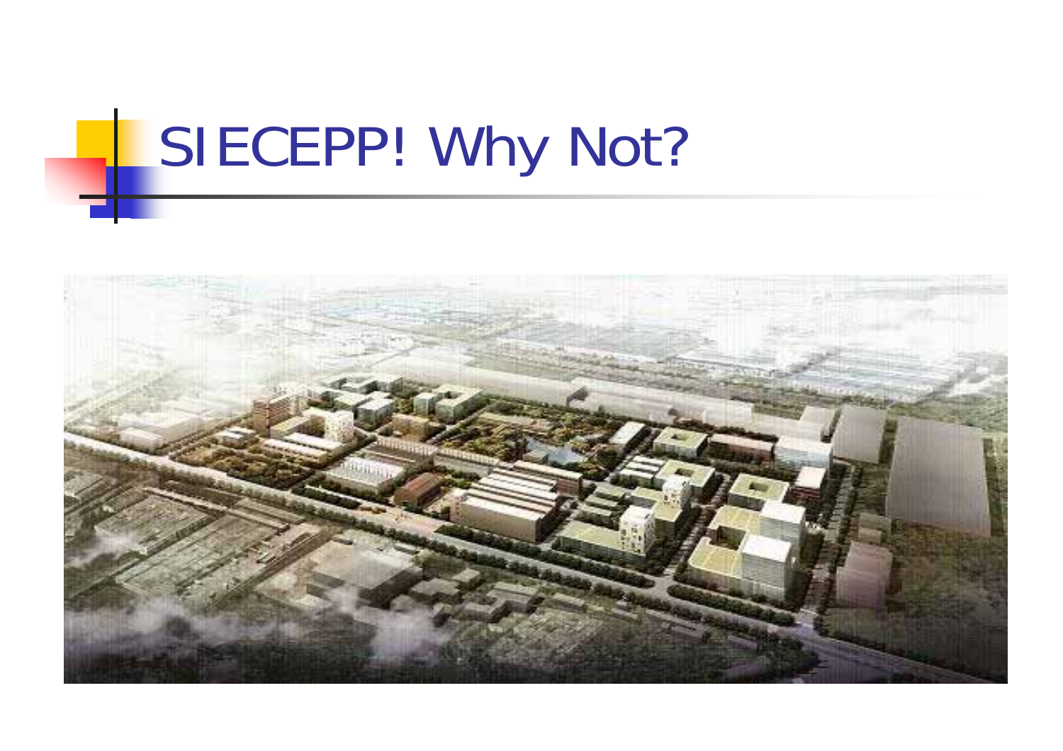# SIECEPP! Why Not?